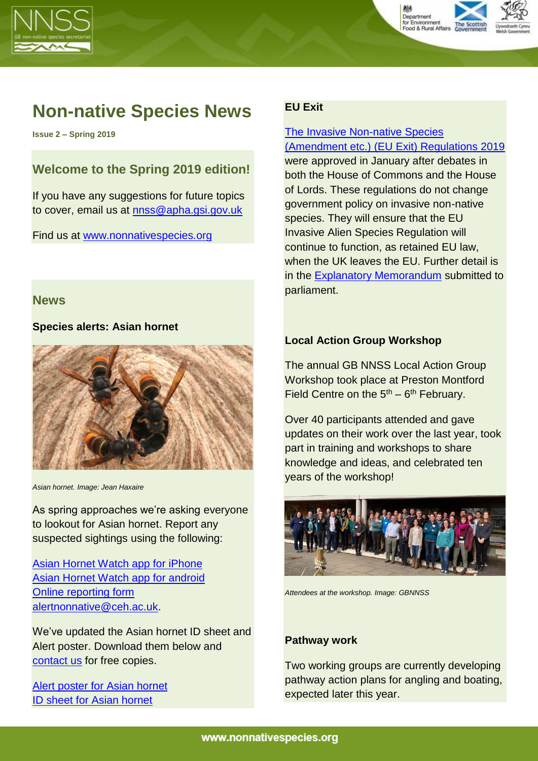# Non-native Species News

**Issue 2 – Spring 2019**

## Welcome to the Spring 2019 edition!

If you have any suggestions for future topics to cover, email us at nnss@apha.gsi.gov.uk

Find us at www.nonnativespecies.org

## News

**Species alerts: Asian hornet**

*Asian hornet. Image: Jean Haxaire*

As spring approaches we're asking everyone to lookout for Asian hornet. Report any suspected sightings using the following:

Asian Hornet Watch app for iPhone
Asian Hornet Watch app for android
Online reporting form
alertnonnative@ceh.ac.uk.

We've updated the Asian hornet ID sheet and Alert poster. Download them below and contact us for free copies.

Alert poster for Asian hornet
ID sheet for Asian hornet

**EU Exit**

The Invasive Non-native Species (Amendment etc.) (EU Exit) Regulations 2019 were approved in January after debates in both the House of Commons and the House of Lords. These regulations do not change government policy on invasive non-native species. They will ensure that the EU Invasive Alien Species Regulation will continue to function, as retained EU law, when the UK leaves the EU. Further detail is in the Explanatory Memorandum submitted to parliament.

**Local Action Group Workshop**

The annual GB NNSS Local Action Group Workshop took place at Preston Montford Field Centre on the 5th – 6th February.

Over 40 participants attended and gave updates on their work over the last year, took part in training and workshops to share knowledge and ideas, and celebrated ten years of the workshop!

*Attendees at the workshop. Image: GBNNSS*

**Pathway work**

Two working groups are currently developing pathway action plans for angling and boating, expected later this year.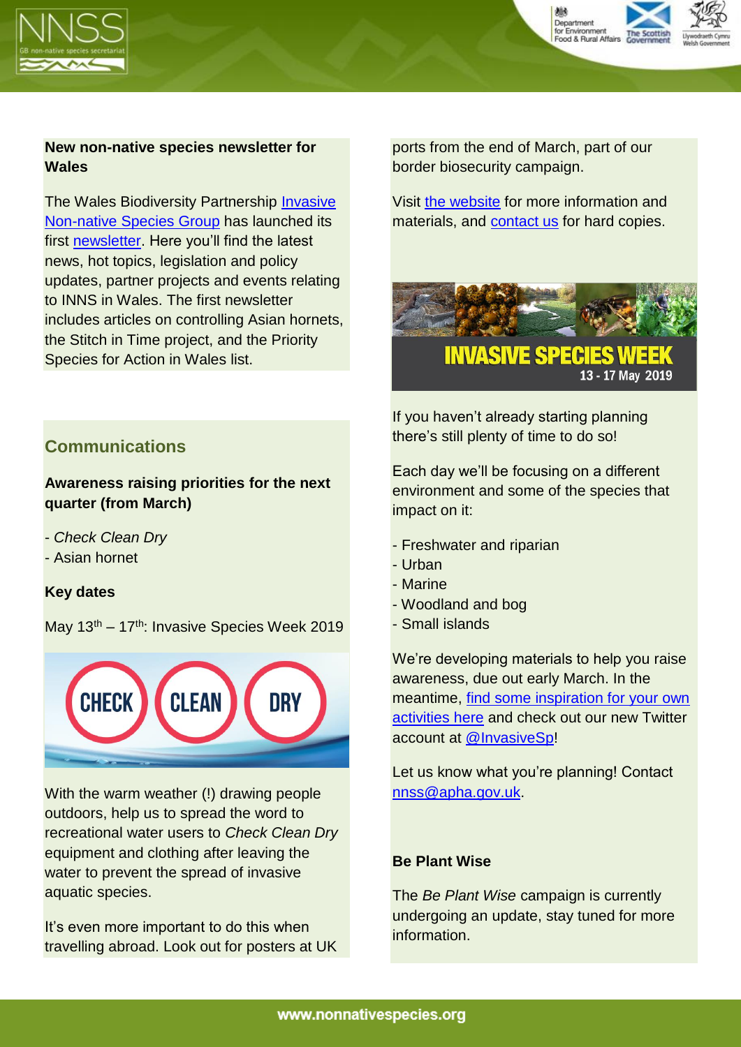**New non-native species newsletter for Wales**

The Wales Biodiversity Partnership Invasive Non-native Species Group has launched its first newsletter. Here you'll find the latest news, hot topics, legislation and policy updates, partner projects and events relating to INNS in Wales. The first newsletter includes articles on controlling Asian hornets, the Stitch in Time project, and the Priority Species for Action in Wales list.

## Communications

**Awareness raising priorities for the next quarter (from March)**

- *Check Clean Dry*
- Asian hornet

**Key dates**

May 13th – 17th: Invasive Species Week 2019

With the warm weather (!) drawing people outdoors, help us to spread the word to recreational water users to *Check Clean Dry* equipment and clothing after leaving the water to prevent the spread of invasive aquatic species.

It's even more important to do this when travelling abroad. Look out for posters at UK ports from the end of March, part of our border biosecurity campaign.

Visit the website for more information and materials, and contact us for hard copies.

If you haven't already starting planning there's still plenty of time to do so!

Each day we'll be focusing on a different environment and some of the species that impact on it:

- Freshwater and riparian
- Urban
- Marine
- Woodland and bog
- Small islands

We're developing materials to help you raise awareness, due out early March. In the meantime, find some inspiration for your own activities here and check out our new Twitter account at @InvasiveSp!

Let us know what you're planning! Contact nnss@apha.gov.uk.

**Be Plant Wise**

The *Be Plant Wise* campaign is currently undergoing an update, stay tuned for more information.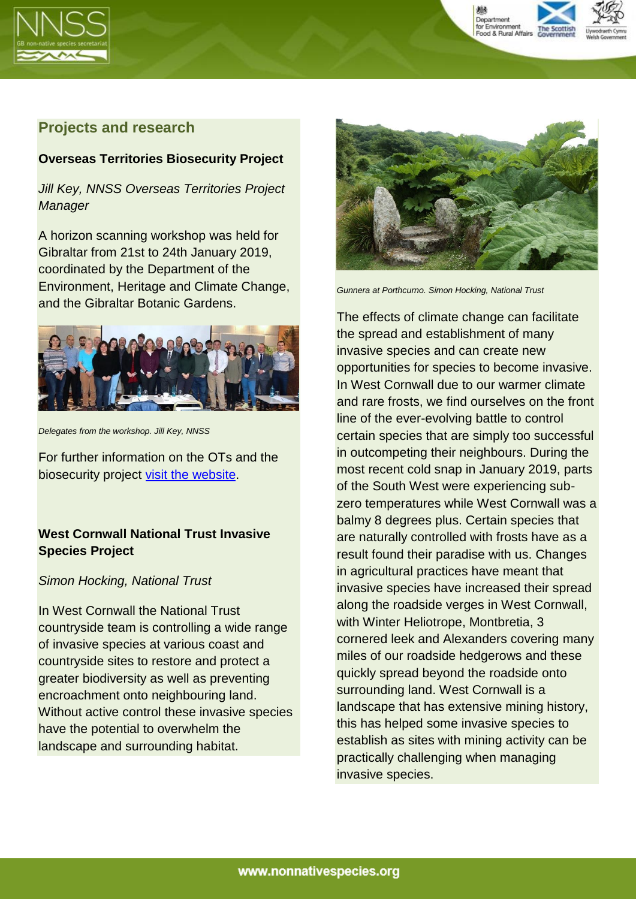## Projects and research

**Overseas Territories Biosecurity Project**

*Jill Key, NNSS Overseas Territories Project Manager*

A horizon scanning workshop was held for Gibraltar from 21st to 24th January 2019, coordinated by the Department of the Environment, Heritage and Climate Change, and the Gibraltar Botanic Gardens.

*Delegates from the workshop. Jill Key, NNSS*

For further information on the OTs and the biosecurity project visit the website.

**West Cornwall National Trust Invasive Species Project**

*Simon Hocking, National Trust*

In West Cornwall the National Trust countryside team is controlling a wide range of invasive species at various coast and countryside sites to restore and protect a greater biodiversity as well as preventing encroachment onto neighbouring land. Without active control these invasive species have the potential to overwhelm the landscape and surrounding habitat.

*Gunnera at Porthcurno. Simon Hocking, National Trust*

The effects of climate change can facilitate the spread and establishment of many invasive species and can create new opportunities for species to become invasive. In West Cornwall due to our warmer climate and rare frosts, we find ourselves on the front line of the ever-evolving battle to control certain species that are simply too successful in outcompeting their neighbours. During the most recent cold snap in January 2019, parts of the South West were experiencing sub-zero temperatures while West Cornwall was a balmy 8 degrees plus. Certain species that are naturally controlled with frosts have as a result found their paradise with us. Changes in agricultural practices have meant that invasive species have increased their spread along the roadside verges in West Cornwall, with Winter Heliotrope, Montbretia, 3 cornered leek and Alexanders covering many miles of our roadside hedgerows and these quickly spread beyond the roadside onto surrounding land. West Cornwall is a landscape that has extensive mining history, this has helped some invasive species to establish as sites with mining activity can be practically challenging when managing invasive species.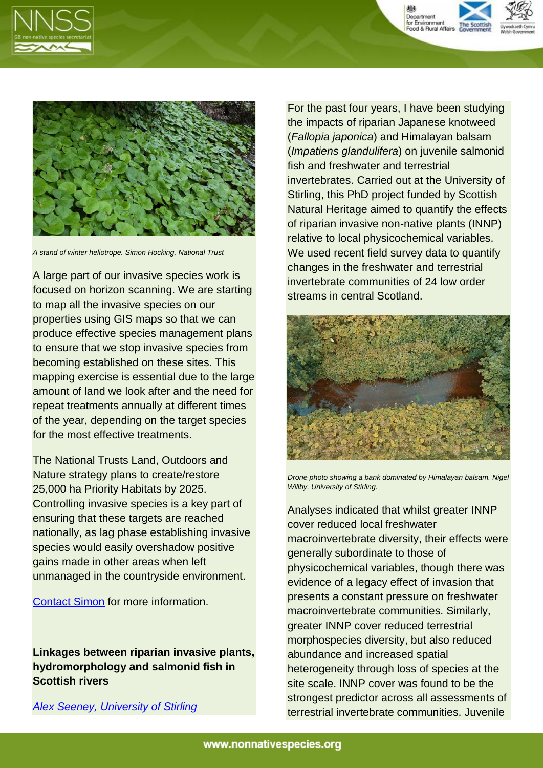A stand of winter heliotrope. Simon Hocking, National Trust

A large part of our invasive species work is focused on horizon scanning. We are starting to map all the invasive species on our properties using GIS maps so that we can produce effective species management plans to ensure that we stop invasive species from becoming established on these sites. This mapping exercise is essential due to the large amount of land we look after and the need for repeat treatments annually at different times of the year, depending on the target species for the most effective treatments.

The National Trusts Land, Outdoors and Nature strategy plans to create/restore 25,000 ha Priority Habitats by 2025. Controlling invasive species is a key part of ensuring that these targets are reached nationally, as lag phase establishing invasive species would easily overshadow positive gains made in other areas when left unmanaged in the countryside environment.

[Contact Simon](#) for more information.

**Linkages between riparian invasive plants, hydromorphology and salmonid fish in Scottish rivers**

*[Alex Seeney, University of Stirling](#)*

For the past four years, I have been studying the impacts of riparian Japanese knotweed (*Fallopia japonica*) and Himalayan balsam (*Impatiens glandulifera*) on juvenile salmonid fish and freshwater and terrestrial invertebrates. Carried out at the University of Stirling, this PhD project funded by Scottish Natural Heritage aimed to quantify the effects of riparian invasive non-native plants (INNP) relative to local physicochemical variables. We used recent field survey data to quantify changes in the freshwater and terrestrial invertebrate communities of 24 low order streams in central Scotland.

Drone photo showing a bank dominated by Himalayan balsam. Nigel Willby, University of Stirling.

Analyses indicated that whilst greater INNP cover reduced local freshwater macroinvertebrate diversity, their effects were generally subordinate to those of physicochemical variables, though there was evidence of a legacy effect of invasion that presents a constant pressure on freshwater macroinvertebrate communities. Similarly, greater INNP cover reduced terrestrial morphospecies diversity, but also reduced abundance and increased spatial heterogeneity through loss of species at the site scale. INNP cover was found to be the strongest predictor across all assessments of terrestrial invertebrate communities. Juvenile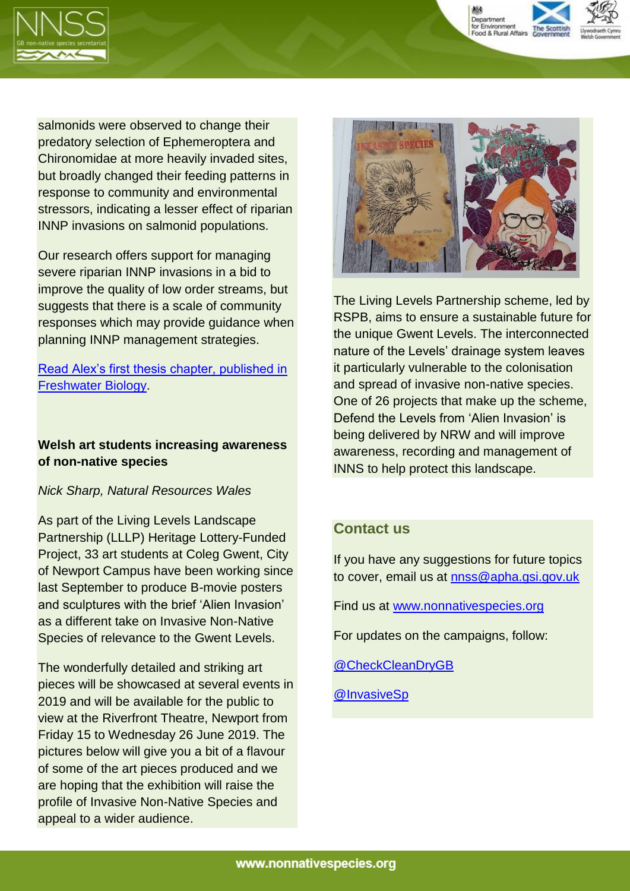salmonids were observed to change their predatory selection of Ephemeroptera and Chironomidae at more heavily invaded sites, but broadly changed their feeding patterns in response to community and environmental stressors, indicating a lesser effect of riparian INNP invasions on salmonid populations.

Our research offers support for managing severe riparian INNP invasions in a bid to improve the quality of low order streams, but suggests that there is a scale of community responses which may provide guidance when planning INNP management strategies.

[Read Alex's first thesis chapter, published in Freshwater Biology](#).

**Welsh art students increasing awareness of non-native species**

*Nick Sharp, Natural Resources Wales*

As part of the Living Levels Landscape Partnership (LLLP) Heritage Lottery-Funded Project, 33 art students at Coleg Gwent, City of Newport Campus have been working since last September to produce B-movie posters and sculptures with the brief 'Alien Invasion' as a different take on Invasive Non-Native Species of relevance to the Gwent Levels.

The wonderfully detailed and striking art pieces will be showcased at several events in 2019 and will be available for the public to view at the Riverfront Theatre, Newport from Friday 15 to Wednesday 26 June 2019. The pictures below will give you a bit of a flavour of some of the art pieces produced and we are hoping that the exhibition will raise the profile of Invasive Non-Native Species and appeal to a wider audience.

The Living Levels Partnership scheme, led by RSPB, aims to ensure a sustainable future for the unique Gwent Levels. The interconnected nature of the Levels' drainage system leaves it particularly vulnerable to the colonisation and spread of invasive non-native species. One of 26 projects that make up the scheme, Defend the Levels from 'Alien Invasion' is being delivered by NRW and will improve awareness, recording and management of INNS to help protect this landscape.

## Contact us

If you have any suggestions for future topics to cover, email us at nnss@apha.gsi.gov.uk

Find us at www.nonnativespecies.org

For updates on the campaigns, follow:

@CheckCleanDryGB

@InvasiveSp